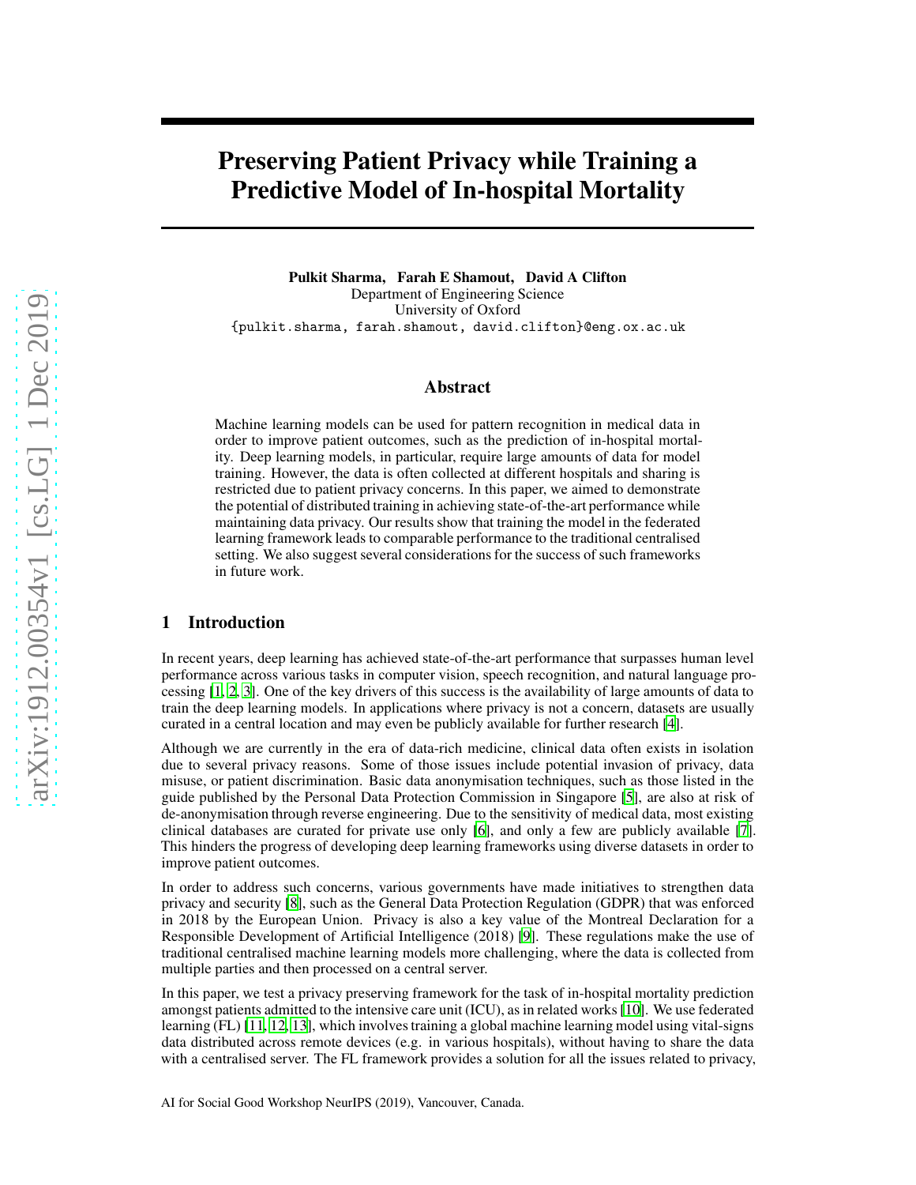# Preserving Patient Privacy while Training a Predictive Model of In-hospital Mortality

**Pulkit Sharma, Farah E Shamout, David A Clifton**
Department of Engineering Science
University of Oxford
{pulkit.sharma, farah.shamout, david.clifton}@eng.ox.ac.uk

## Abstract

Machine learning models can be used for pattern recognition in medical data in order to improve patient outcomes, such as the prediction of in-hospital mortality. Deep learning models, in particular, require large amounts of data for model training. However, the data is often collected at different hospitals and sharing is restricted due to patient privacy concerns. In this paper, we aimed to demonstrate the potential of distributed training in achieving state-of-the-art performance while maintaining data privacy. Our results show that training the model in the federated learning framework leads to comparable performance to the traditional centralised setting. We also suggest several considerations for the success of such frameworks in future work.

## 1 Introduction

In recent years, deep learning has achieved state-of-the-art performance that surpasses human level performance across various tasks in computer vision, speech recognition, and natural language processing [1, 2, 3]. One of the key drivers of this success is the availability of large amounts of data to train the deep learning models. In applications where privacy is not a concern, datasets are usually curated in a central location and may even be publicly available for further research [4].

Although we are currently in the era of data-rich medicine, clinical data often exists in isolation due to several privacy reasons. Some of those issues include potential invasion of privacy, data misuse, or patient discrimination. Basic data anonymisation techniques, such as those listed in the guide published by the Personal Data Protection Commission in Singapore [5], are also at risk of de-anonymisation through reverse engineering. Due to the sensitivity of medical data, most existing clinical databases are curated for private use only [6], and only a few are publicly available [7]. This hinders the progress of developing deep learning frameworks using diverse datasets in order to improve patient outcomes.

In order to address such concerns, various governments have made initiatives to strengthen data privacy and security [8], such as the General Data Protection Regulation (GDPR) that was enforced in 2018 by the European Union. Privacy is also a key value of the Montreal Declaration for a Responsible Development of Artificial Intelligence (2018) [9]. These regulations make the use of traditional centralised machine learning models more challenging, where the data is collected from multiple parties and then processed on a central server.

In this paper, we test a privacy preserving framework for the task of in-hospital mortality prediction amongst patients admitted to the intensive care unit (ICU), as in related works [10]. We use federated learning (FL) [11, 12, 13], which involves training a global machine learning model using vital-signs data distributed across remote devices (e.g. in various hospitals), without having to share the data with a centralised server. The FL framework provides a solution for all the issues related to privacy,

AI for Social Good Workshop NeurIPS (2019), Vancouver, Canada.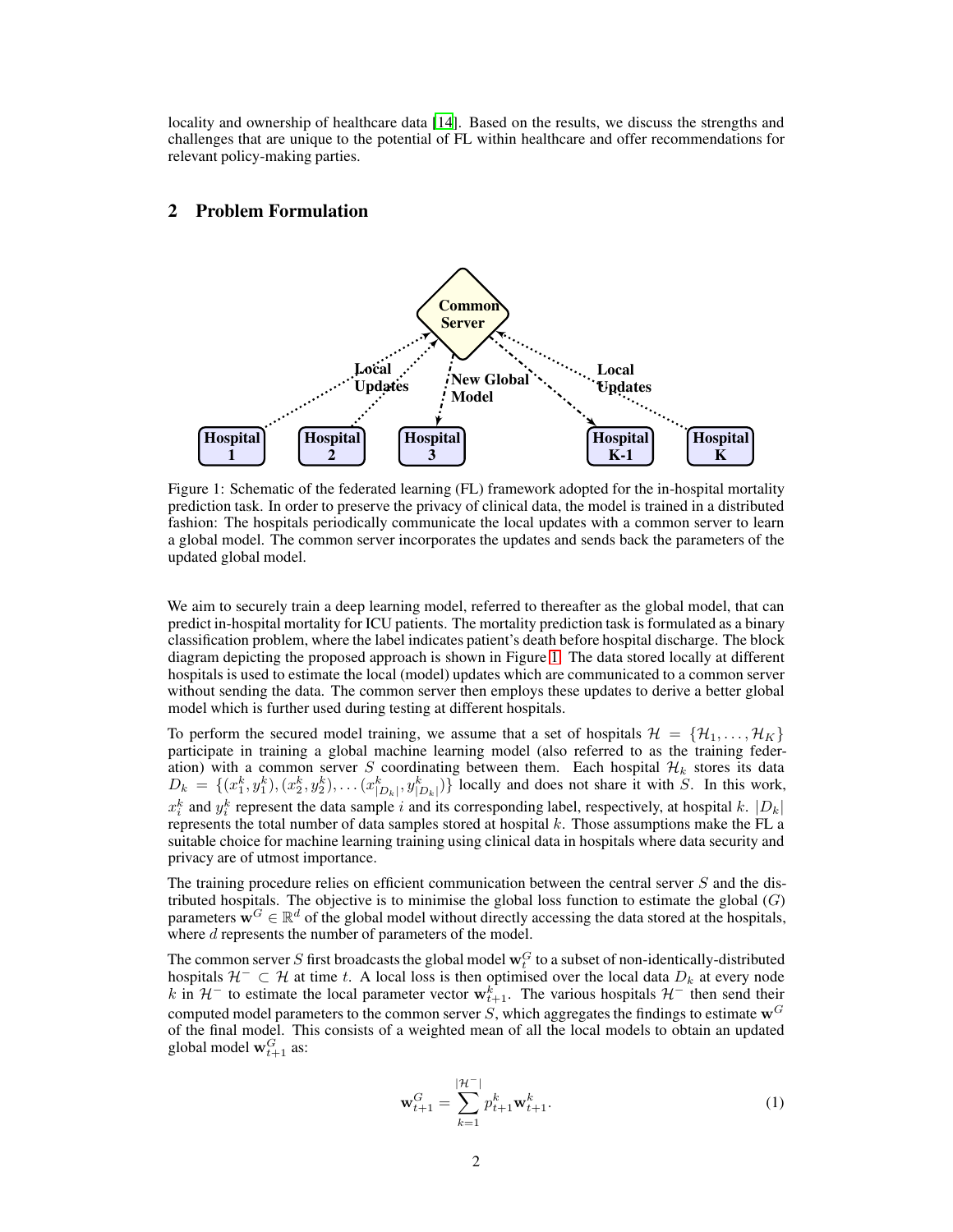locality and ownership of healthcare data [14]. Based on the results, we discuss the strengths and challenges that are unique to the potential of FL within healthcare and offer recommendations for relevant policy-making parties.

## 2 Problem Formulation

Figure 1: Schematic of the federated learning (FL) framework adopted for the in-hospital mortality prediction task. In order to preserve the privacy of clinical data, the model is trained in a distributed fashion: The hospitals periodically communicate the local updates with a common server to learn a global model. The common server incorporates the updates and sends back the parameters of the updated global model.

We aim to securely train a deep learning model, referred to thereafter as the global model, that can predict in-hospital mortality for ICU patients. The mortality prediction task is formulated as a binary classification problem, where the label indicates patient's death before hospital discharge. The block diagram depicting the proposed approach is shown in Figure 1. The data stored locally at different hospitals is used to estimate the local (model) updates which are communicated to a common server without sending the data. The common server then employs these updates to derive a better global model which is further used during testing at different hospitals.

To perform the secured model training, we assume that a set of hospitals $\mathcal{H} = \{\mathcal{H}_1, \ldots, \mathcal{H}_K\}$ participate in training a global machine learning model (also referred to as the training federation) with a common server $S$ coordinating between them. Each hospital $\mathcal{H}_k$ stores its data $D_k = \{(x_1^k, y_1^k), (x_2^k, y_2^k), \ldots (x_{|D_k|}^k, y_{|D_k|}^k)\}$ locally and does not share it with $S$. In this work, $x_i^k$ and $y_i^k$ represent the data sample $i$ and its corresponding label, respectively, at hospital $k$. $|D_k|$ represents the total number of data samples stored at hospital $k$. Those assumptions make the FL a suitable choice for machine learning training using clinical data in hospitals where data security and privacy are of utmost importance.

The training procedure relies on efficient communication between the central server $S$ and the distributed hospitals. The objective is to minimise the global loss function to estimate the global $(G)$ parameters $\mathbf{w}^G \in \mathbb{R}^d$ of the global model without directly accessing the data stored at the hospitals, where $d$ represents the number of parameters of the model.

The common server $S$ first broadcasts the global model $\mathbf{w}_t^G$ to a subset of non-identically-distributed hospitals $\mathcal{H}^- \subset \mathcal{H}$ at time $t$. A local loss is then optimised over the local data $D_k$ at every node $k$ in $\mathcal{H}^-$ to estimate the local parameter vector $\mathbf{w}_{t+1}^k$. The various hospitals $\mathcal{H}^-$ then send their computed model parameters to the common server $S$, which aggregates the findings to estimate $\mathbf{w}^G$ of the final model. This consists of a weighted mean of all the local models to obtain an updated global model $\mathbf{w}_{t+1}^G$ as:

$$\mathbf{w}_{t+1}^G = \sum_{k=1}^{|\mathcal{H}^-|} p_{t+1}^k \mathbf{w}_{t+1}^k. \tag{1}$$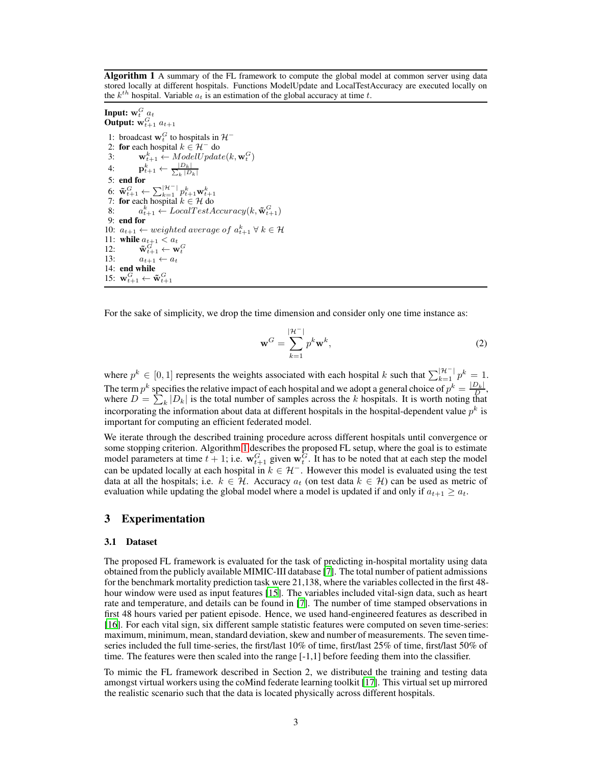**Algorithm 1** A summary of the FL framework to compute the global model at common server using data stored locally at different hospitals. Functions ModelUpdate and LocalTestAccuracy are executed locally on the $k^{th}$ hospital. Variable $a_t$ is an estimation of the global accuracy at time $t$.

**Input:** $\mathbf{w}_t^G$ $a_t$
**Output:** $\mathbf{w}_{t+1}^G$ $a_{t+1}$

1: broadcast $\mathbf{w}_t^G$ to hospitals in $\mathcal{H}^-$
2: **for** each hospital $k \in \mathcal{H}^-$ do
3: $\quad \mathbf{w}_{t+1}^k \leftarrow ModelUpdate(k, \mathbf{w}_t^G)$
4: $\quad \mathbf{p}_{t+1}^k \leftarrow \frac{|D_k|}{\sum_k |D_k|}$
5: **end for**
6: $\tilde{\mathbf{w}}_{t+1}^G \leftarrow \sum_{k=1}^{|\mathcal{H}^-|} p_{t+1}^k \mathbf{w}_{t+1}^k$
7: **for** each hospital $k \in \mathcal{H}$ do
8: $\quad a_{t+1}^k \leftarrow LocalTestAccuracy(k, \tilde{\mathbf{w}}_{t+1}^G)$
9: **end for**
10: $a_{t+1} \leftarrow weighted\ average\ of\ a_{t+1}^k \ \forall\ k \in \mathcal{H}$
11: **while** $a_{t+1} < a_t$
12: $\quad \tilde{\mathbf{w}}_{t+1}^G \leftarrow \mathbf{w}_t^G$
13: $\quad a_{t+1} \leftarrow a_t$
14: **end while**
15: $\mathbf{w}_{t+1}^G \leftarrow \tilde{\mathbf{w}}_{t+1}^G$

For the sake of simplicity, we drop the time dimension and consider only one time instance as:

$$\mathbf{w}^G = \sum_{k=1}^{|\mathcal{H}^-|} p^k \mathbf{w}^k, \tag{2}$$

where $p^k \in [0, 1]$ represents the weights associated with each hospital $k$ such that $\sum_{k=1}^{|\mathcal{H}^-|} p^k = 1$. The term $p^k$ specifies the relative impact of each hospital and we adopt a general choice of $p^k = \frac{|D_k|}{D}$, where $D = \sum_k |D_k|$ is the total number of samples across the $k$ hospitals. It is worth noting that incorporating the information about data at different hospitals in the hospital-dependent value $p^k$ is important for computing an efficient federated model.

We iterate through the described training procedure across different hospitals until convergence or some stopping criterion. Algorithm 1 describes the proposed FL setup, where the goal is to estimate model parameters at time $t + 1$; i.e. $\mathbf{w}_{t+1}^G$ given $\mathbf{w}_t^G$. It has to be noted that at each step the model can be updated locally at each hospital in $k \in \mathcal{H}^-$. However this model is evaluated using the test data at all the hospitals; i.e. $k \in \mathcal{H}$. Accuracy $a_t$ (on test data $k \in \mathcal{H}$) can be used as metric of evaluation while updating the global model where a model is updated if and only if $a_{t+1} \geq a_t$.

## 3 Experimentation

### 3.1 Dataset

The proposed FL framework is evaluated for the task of predicting in-hospital mortality using data obtained from the publicly available MIMIC-III database [7]. The total number of patient admissions for the benchmark mortality prediction task were 21,138, where the variables collected in the first 48-hour window were used as input features [15]. The variables included vital-sign data, such as heart rate and temperature, and details can be found in [7]. The number of time stamped observations in first 48 hours varied per patient episode. Hence, we used hand-engineered features as described in [16]. For each vital sign, six different sample statistic features were computed on seven time-series: maximum, minimum, mean, standard deviation, skew and number of measurements. The seven time-series included the full time-series, the first/last 10% of time, first/last 25% of time, first/last 50% of time. The features were then scaled into the range [-1,1] before feeding them into the classifier.

To mimic the FL framework described in Section 2, we distributed the training and testing data amongst virtual workers using the coMind federate learning toolkit [17]. This virtual set up mirrored the realistic scenario such that the data is located physically across different hospitals.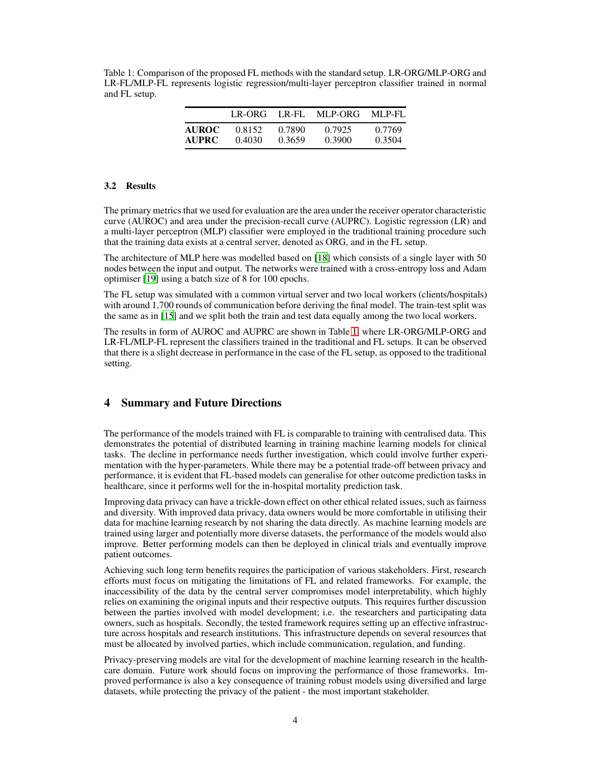Table 1: Comparison of the proposed FL methods with the standard setup. LR-ORG/MLP-ORG and LR-FL/MLP-FL represents logistic regression/multi-layer perceptron classifier trained in normal and FL setup.

| | LR-ORG | LR-FL | MLP-ORG | MLP-FL |
|---|---|---|---|---|
| **AUROC** | 0.8152 | 0.7890 | 0.7925 | 0.7769 |
| **AUPRC** | 0.4030 | 0.3659 | 0.3900 | 0.3504 |

### 3.2 Results

The primary metrics that we used for evaluation are the area under the receiver operator characteristic curve (AUROC) and area under the precision-recall curve (AUPRC). Logistic regression (LR) and a multi-layer perceptron (MLP) classifier were employed in the traditional training procedure such that the training data exists at a central server, denoted as ORG, and in the FL setup.

The architecture of MLP here was modelled based on [18] which consists of a single layer with 50 nodes between the input and output. The networks were trained with a cross-entropy loss and Adam optimiser [19] using a batch size of 8 for 100 epochs.

The FL setup was simulated with a common virtual server and two local workers (clients/hospitals) with around 1,700 rounds of communication before deriving the final model. The train-test split was the same as in [15] and we split both the train and test data equally among the two local workers.

The results in form of AUROC and AUPRC are shown in Table 1, where LR-ORG/MLP-ORG and LR-FL/MLP-FL represent the classifiers trained in the traditional and FL setups. It can be observed that there is a slight decrease in performance in the case of the FL setup, as opposed to the traditional setting.

## 4 Summary and Future Directions

The performance of the models trained with FL is comparable to training with centralised data. This demonstrates the potential of distributed learning in training machine learning models for clinical tasks. The decline in performance needs further investigation, which could involve further experimentation with the hyper-parameters. While there may be a potential trade-off between privacy and performance, it is evident that FL-based models can generalise for other outcome prediction tasks in healthcare, since it performs well for the in-hospital mortality prediction task.

Improving data privacy can have a trickle-down effect on other ethical related issues, such as fairness and diversity. With improved data privacy, data owners would be more comfortable in utilising their data for machine learning research by not sharing the data directly. As machine learning models are trained using larger and potentially more diverse datasets, the performance of the models would also improve. Better performing models can then be deployed in clinical trials and eventually improve patient outcomes.

Achieving such long term benefits requires the participation of various stakeholders. First, research efforts must focus on mitigating the limitations of FL and related frameworks. For example, the inaccessibility of the data by the central server compromises model interpretability, which highly relies on examining the original inputs and their respective outputs. This requires further discussion between the parties involved with model development; i.e. the researchers and participating data owners, such as hospitals. Secondly, the tested framework requires setting up an effective infrastructure across hospitals and research institutions. This infrastructure depends on several resources that must be allocated by involved parties, which include communication, regulation, and funding.

Privacy-preserving models are vital for the development of machine learning research in the healthcare domain. Future work should focus on improving the performance of those frameworks. Improved performance is also a key consequence of training robust models using diversified and large datasets, while protecting the privacy of the patient - the most important stakeholder.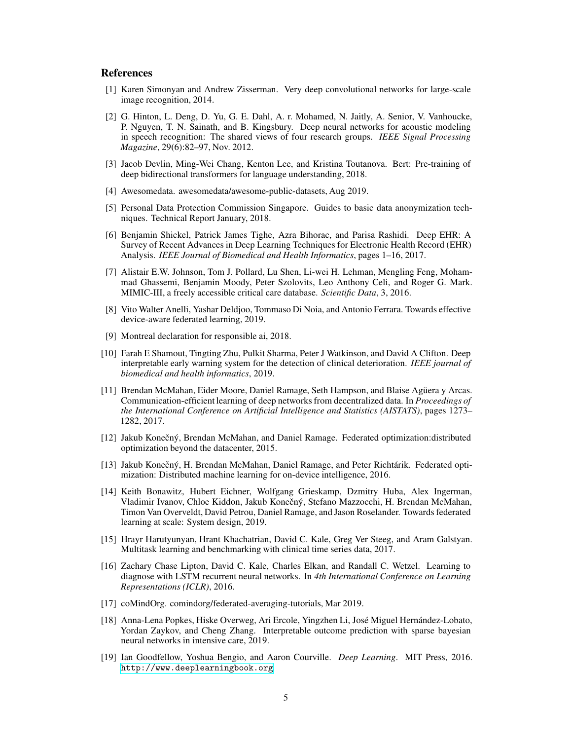## References

[1] Karen Simonyan and Andrew Zisserman. Very deep convolutional networks for large-scale image recognition, 2014.

[2] G. Hinton, L. Deng, D. Yu, G. E. Dahl, A. r. Mohamed, N. Jaitly, A. Senior, V. Vanhoucke, P. Nguyen, T. N. Sainath, and B. Kingsbury. Deep neural networks for acoustic modeling in speech recognition: The shared views of four research groups. *IEEE Signal Processing Magazine*, 29(6):82–97, Nov. 2012.

[3] Jacob Devlin, Ming-Wei Chang, Kenton Lee, and Kristina Toutanova. Bert: Pre-training of deep bidirectional transformers for language understanding, 2018.

[4] Awesomedata. awesomedata/awesome-public-datasets, Aug 2019.

[5] Personal Data Protection Commission Singapore. Guides to basic data anonymization techniques. Technical Report January, 2018.

[6] Benjamin Shickel, Patrick James Tighe, Azra Bihorac, and Parisa Rashidi. Deep EHR: A Survey of Recent Advances in Deep Learning Techniques for Electronic Health Record (EHR) Analysis. *IEEE Journal of Biomedical and Health Informatics*, pages 1–16, 2017.

[7] Alistair E.W. Johnson, Tom J. Pollard, Lu Shen, Li-wei H. Lehman, Mengling Feng, Mohammad Ghassemi, Benjamin Moody, Peter Szolovits, Leo Anthony Celi, and Roger G. Mark. MIMIC-III, a freely accessible critical care database. *Scientific Data*, 3, 2016.

[8] Vito Walter Anelli, Yashar Deldjoo, Tommaso Di Noia, and Antonio Ferrara. Towards effective device-aware federated learning, 2019.

[9] Montreal declaration for responsible ai, 2018.

[10] Farah E Shamout, Tingting Zhu, Pulkit Sharma, Peter J Watkinson, and David A Clifton. Deep interpretable early warning system for the detection of clinical deterioration. *IEEE journal of biomedical and health informatics*, 2019.

[11] Brendan McMahan, Eider Moore, Daniel Ramage, Seth Hampson, and Blaise Agüera y Arcas. Communication-efficient learning of deep networks from decentralized data. In *Proceedings of the International Conference on Artificial Intelligence and Statistics (AISTATS)*, pages 1273–1282, 2017.

[12] Jakub Konečný, Brendan McMahan, and Daniel Ramage. Federated optimization:distributed optimization beyond the datacenter, 2015.

[13] Jakub Konečný, H. Brendan McMahan, Daniel Ramage, and Peter Richtárik. Federated optimization: Distributed machine learning for on-device intelligence, 2016.

[14] Keith Bonawitz, Hubert Eichner, Wolfgang Grieskamp, Dzmitry Huba, Alex Ingerman, Vladimir Ivanov, Chloe Kiddon, Jakub Konečný, Stefano Mazzocchi, H. Brendan McMahan, Timon Van Overveldt, David Petrou, Daniel Ramage, and Jason Roselander. Towards federated learning at scale: System design, 2019.

[15] Hrayr Harutyunyan, Hrant Khachatrian, David C. Kale, Greg Ver Steeg, and Aram Galstyan. Multitask learning and benchmarking with clinical time series data, 2017.

[16] Zachary Chase Lipton, David C. Kale, Charles Elkan, and Randall C. Wetzel. Learning to diagnose with LSTM recurrent neural networks. In *4th International Conference on Learning Representations (ICLR)*, 2016.

[17] coMindOrg. comindorg/federated-averaging-tutorials, Mar 2019.

[18] Anna-Lena Popkes, Hiske Overweg, Ari Ercole, Yingzhen Li, José Miguel Hernández-Lobato, Yordan Zaykov, and Cheng Zhang. Interpretable outcome prediction with sparse bayesian neural networks in intensive care, 2019.

[19] Ian Goodfellow, Yoshua Bengio, and Aaron Courville. *Deep Learning*. MIT Press, 2016. http://www.deeplearningbook.org